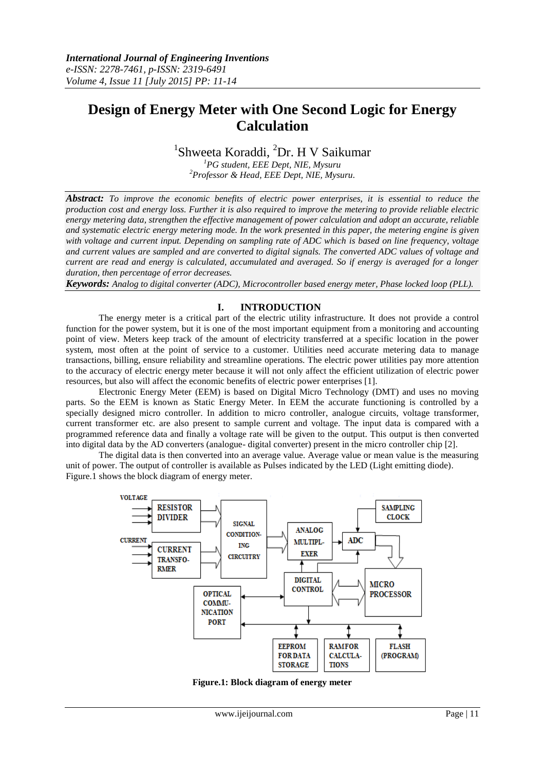# Design of Energy Meter with One Second Logic for Energy Calculation

[1]Shweeta Koraddi, [2]Dr. H V Saikumar

[1]*PG student, EEE Dept, NIE, Mysuru*
[2]*Professor & Head, EEE Dept, NIE, Mysuru.*

***Abstract:*** *To improve the economic benefits of electric power enterprises, it is essential to reduce the production cost and energy loss. Further it is also required to improve the metering to provide reliable electric energy metering data, strengthen the effective management of power calculation and adopt an accurate, reliable and systematic electric energy metering mode. In the work presented in this paper, the metering engine is given with voltage and current input. Depending on sampling rate of ADC which is based on line frequency, voltage and current values are sampled and are converted to digital signals. The converted ADC values of voltage and current are read and energy is calculated, accumulated and averaged. So if energy is averaged for a longer duration, then percentage of error decreases.*

***Keywords:*** *Analog to digital converter (ADC), Microcontroller based energy meter, Phase locked loop (PLL).*

## I. INTRODUCTION

The energy meter is a critical part of the electric utility infrastructure. It does not provide a control function for the power system, but it is one of the most important equipment from a monitoring and accounting point of view. Meters keep track of the amount of electricity transferred at a specific location in the power system, most often at the point of service to a customer. Utilities need accurate metering data to manage transactions, billing, ensure reliability and streamline operations. The electric power utilities pay more attention to the accuracy of electric energy meter because it will not only affect the efficient utilization of electric power resources, but also will affect the economic benefits of electric power enterprises [1].

Electronic Energy Meter (EEM) is based on Digital Micro Technology (DMT) and uses no moving parts. So the EEM is known as Static Energy Meter. In EEM the accurate functioning is controlled by a specially designed micro controller. In addition to micro controller, analogue circuits, voltage transformer, current transformer etc. are also present to sample current and voltage. The input data is compared with a programmed reference data and finally a voltage rate will be given to the output. This output is then converted into digital data by the AD converters (analogue- digital converter) present in the micro controller chip [2].

The digital data is then converted into an average value. Average value or mean value is the measuring unit of power. The output of controller is available as Pulses indicated by the LED (Light emitting diode). Figure.1 shows the block diagram of energy meter.

**Figure.1: Block diagram of energy meter**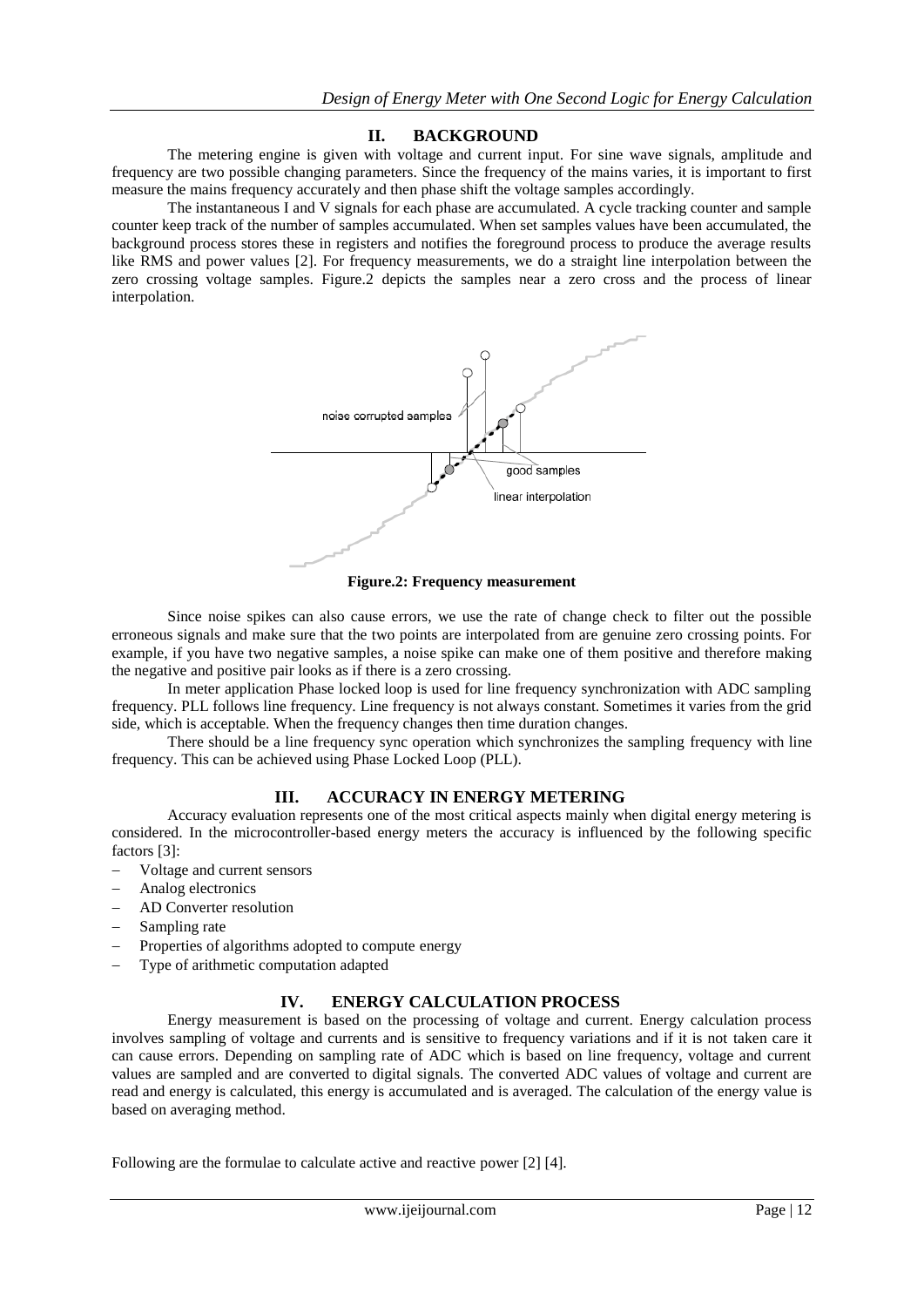## II. BACKGROUND

The metering engine is given with voltage and current input. For sine wave signals, amplitude and frequency are two possible changing parameters. Since the frequency of the mains varies, it is important to first measure the mains frequency accurately and then phase shift the voltage samples accordingly.

The instantaneous I and V signals for each phase are accumulated. A cycle tracking counter and sample counter keep track of the number of samples accumulated. When set samples values have been accumulated, the background process stores these in registers and notifies the foreground process to produce the average results like RMS and power values [2]. For frequency measurements, we do a straight line interpolation between the zero crossing voltage samples. Figure.2 depicts the samples near a zero cross and the process of linear interpolation.

**Figure.2: Frequency measurement**

Since noise spikes can also cause errors, we use the rate of change check to filter out the possible erroneous signals and make sure that the two points are interpolated from are genuine zero crossing points. For example, if you have two negative samples, a noise spike can make one of them positive and therefore making the negative and positive pair looks as if there is a zero crossing.

In meter application Phase locked loop is used for line frequency synchronization with ADC sampling frequency. PLL follows line frequency. Line frequency is not always constant. Sometimes it varies from the grid side, which is acceptable. When the frequency changes then time duration changes.

There should be a line frequency sync operation which synchronizes the sampling frequency with line frequency. This can be achieved using Phase Locked Loop (PLL).

## III. ACCURACY IN ENERGY METERING

Accuracy evaluation represents one of the most critical aspects mainly when digital energy metering is considered. In the microcontroller-based energy meters the accuracy is influenced by the following specific factors [3]:

- Voltage and current sensors
- Analog electronics
- AD Converter resolution
- Sampling rate
- Properties of algorithms adopted to compute energy
- Type of arithmetic computation adapted

## IV. ENERGY CALCULATION PROCESS

Energy measurement is based on the processing of voltage and current. Energy calculation process involves sampling of voltage and currents and is sensitive to frequency variations and if it is not taken care it can cause errors. Depending on sampling rate of ADC which is based on line frequency, voltage and current values are sampled and are converted to digital signals. The converted ADC values of voltage and current are read and energy is calculated, this energy is accumulated and is averaged. The calculation of the energy value is based on averaging method.

Following are the formulae to calculate active and reactive power [2] [4].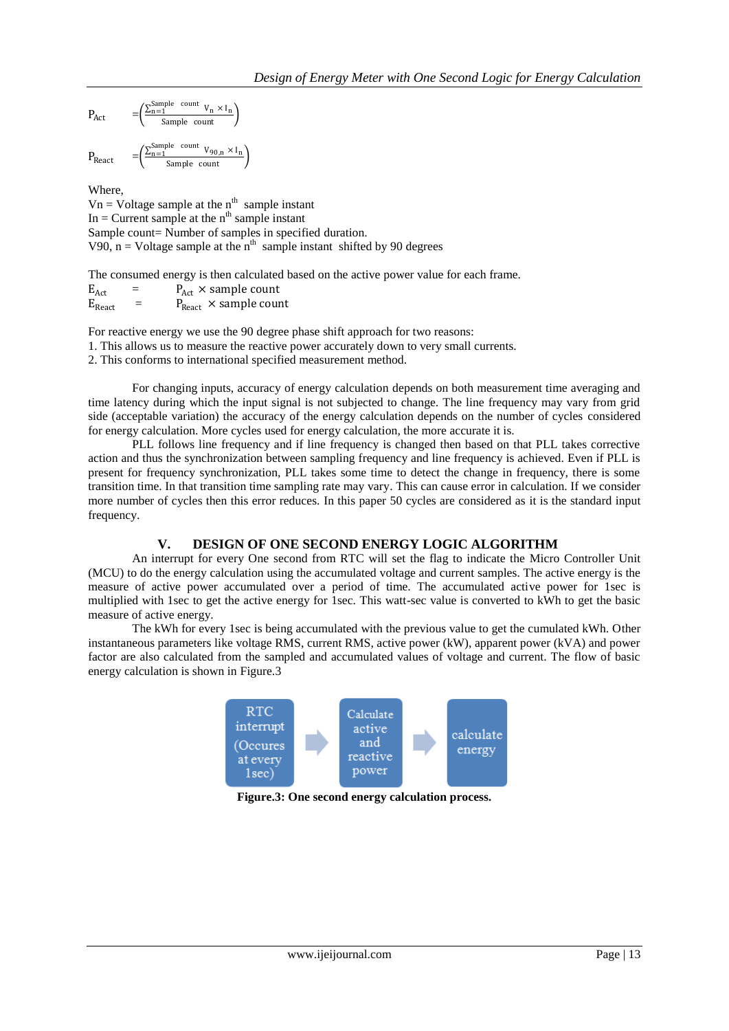$$P_{Act} = \left( \frac{\sum_{n=1}^{Sample\ count} V_n \times I_n}{Sample\ count} \right)$$

$$P_{React} = \left( \frac{\sum_{n=1}^{Sample\ count} V_{90,n} \times I_n}{Sample\ count} \right)$$

Where,
Vn = Voltage sample at the $n^{th}$ sample instant
In = Current sample at the $n^{th}$ sample instant
Sample count= Number of samples in specified duration.
V90, n = Voltage sample at the $n^{th}$ sample instant shifted by 90 degrees

The consumed energy is then calculated based on the active power value for each frame.

$E_{Act} = P_{Act} \times \text{sample count}$
$E_{React} = P_{React} \times \text{sample count}$

For reactive energy we use the 90 degree phase shift approach for two reasons:
1. This allows us to measure the reactive power accurately down to very small currents.
2. This conforms to international specified measurement method.

For changing inputs, accuracy of energy calculation depends on both measurement time averaging and time latency during which the input signal is not subjected to change. The line frequency may vary from grid side (acceptable variation) the accuracy of the energy calculation depends on the number of cycles considered for energy calculation. More cycles used for energy calculation, the more accurate it is.

PLL follows line frequency and if line frequency is changed then based on that PLL takes corrective action and thus the synchronization between sampling frequency and line frequency is achieved. Even if PLL is present for frequency synchronization, PLL takes some time to detect the change in frequency, there is some transition time. In that transition time sampling rate may vary. This can cause error in calculation. If we consider more number of cycles then this error reduces. In this paper 50 cycles are considered as it is the standard input frequency.

## V. DESIGN OF ONE SECOND ENERGY LOGIC ALGORITHM

An interrupt for every One second from RTC will set the flag to indicate the Micro Controller Unit (MCU) to do the energy calculation using the accumulated voltage and current samples. The active energy is the measure of active power accumulated over a period of time. The accumulated active power for 1sec is multiplied with 1sec to get the active energy for 1sec. This watt-sec value is converted to kWh to get the basic measure of active energy.

The kWh for every 1sec is being accumulated with the previous value to get the cumulated kWh. Other instantaneous parameters like voltage RMS, current RMS, active power (kW), apparent power (kVA) and power factor are also calculated from the sampled and accumulated values of voltage and current. The flow of basic energy calculation is shown in Figure.3

RTC interrupt (Occures at every 1sec) → Calculate active and reactive power → calculate energy

**Figure.3: One second energy calculation process.**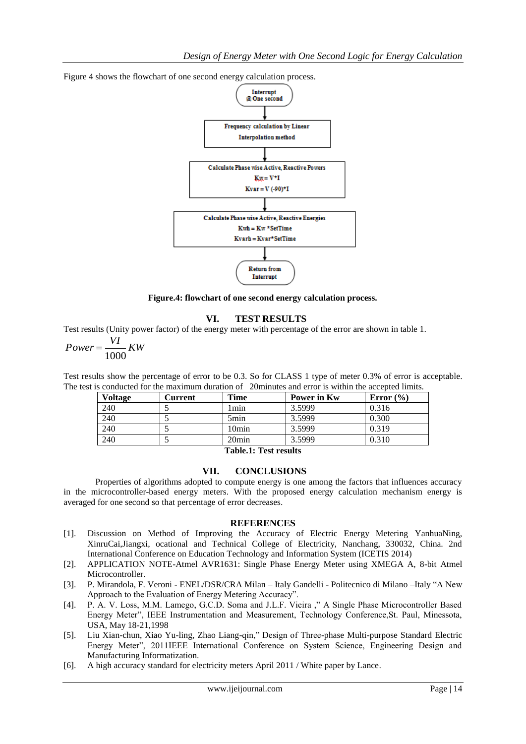Figure 4 shows the flowchart of one second energy calculation process.

Interrupt @ One second

Frequency calculation by Linear Interpolation method

Calculate Phase wise Active, Reactive Powers
Kw = V*I
Kvar = V (-90)*I

Calculate Phase wise Active, Reactive Energies
Kwh = Kw *SetTime
Kvarh = Kvar*SetTime

Return from Interrupt

**Figure.4: flowchart of one second energy calculation process.**

## VI. TEST RESULTS

Test results (Unity power factor) of the energy meter with percentage of the error are shown in table 1.

$$Power = \frac{VI}{1000} KW$$

Test results show the percentage of error to be 0.3. So for CLASS 1 type of meter 0.3% of error is acceptable. The test is conducted for the maximum duration of 20minutes and error is within the accepted limits.

| Voltage | Current | Time | Power in Kw | Error (%) |
|---|---|---|---|---|
| 240 | 5 | 1min | 3.5999 | 0.316 |
| 240 | 5 | 5min | 3.5999 | 0.300 |
| 240 | 5 | 10min | 3.5999 | 0.319 |
| 240 | 5 | 20min | 3.5999 | 0.310 |

**Table.1: Test results**

## VII. CONCLUSIONS

Properties of algorithms adopted to compute energy is one among the factors that influences accuracy in the microcontroller-based energy meters. With the proposed energy calculation mechanism energy is averaged for one second so that percentage of error decreases.

## REFERENCES

[1]. Discussion on Method of Improving the Accuracy of Electric Energy Metering YanhuaNing, XinruCai,Jiangxi, ocational and Technical College of Electricity, Nanchang, 330032, China. 2nd International Conference on Education Technology and Information System (ICETIS 2014)

[2]. APPLICATION NOTE-Atmel AVR1631: Single Phase Energy Meter using XMEGA A, 8-bit Atmel Microcontroller.

[3]. P. Mirandola, F. Veroni - ENEL/DSR/CRA Milan – Italy Gandelli - Politecnico di Milano –Italy "A New Approach to the Evaluation of Energy Metering Accuracy".

[4]. P. A. V. Loss, M.M. Lamego, G.C.D. Soma and J.L.F. Vieira ," A Single Phase Microcontroller Based Energy Meter", IEEE Instrumentation and Measurement, Technology Conference,St. Paul, Minessota, USA, May 18-21,1998

[5]. Liu Xian-chun, Xiao Yu-ling, Zhao Liang-qin," Design of Three-phase Multi-purpose Standard Electric Energy Meter", 2011IEEE International Conference on System Science, Engineering Design and Manufacturing Informatization.

[6]. A high accuracy standard for electricity meters April 2011 / White paper by Lance.